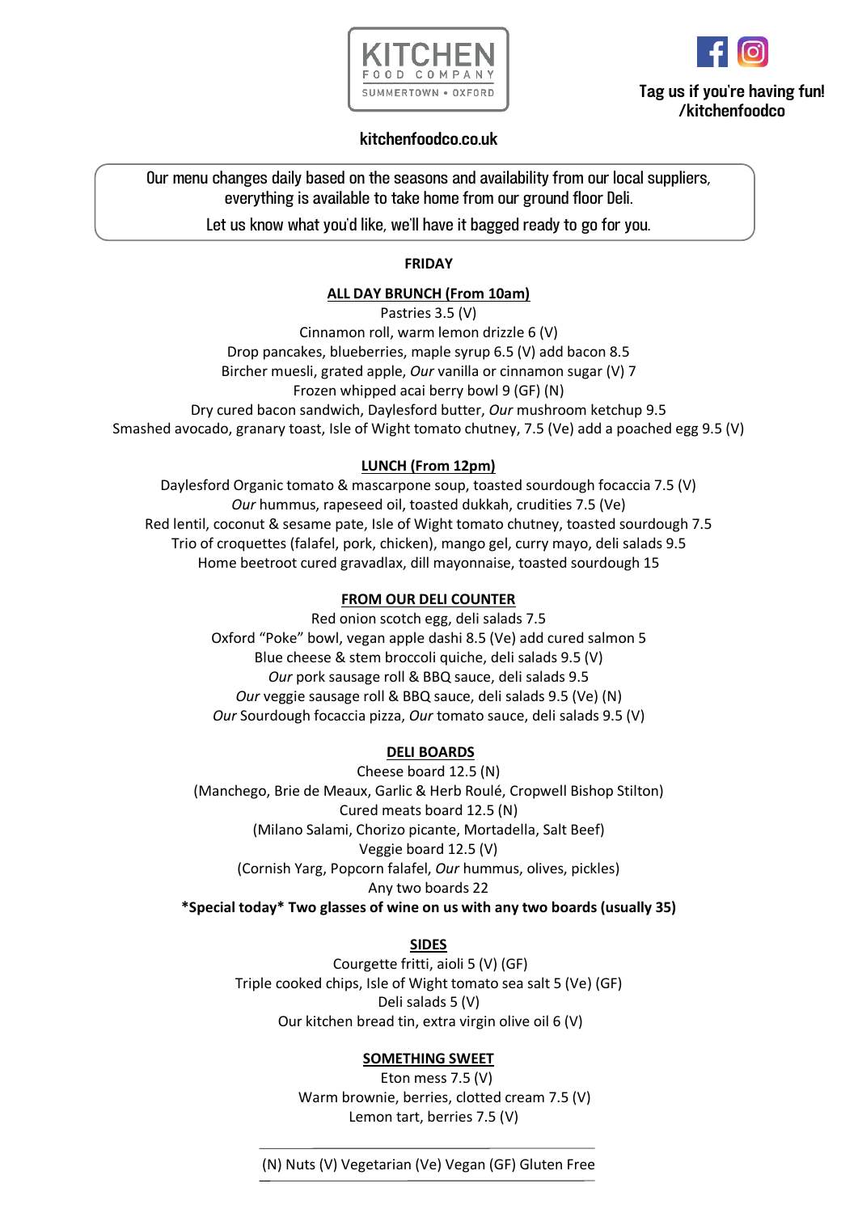KITCHEN
FOOD COMPANY
SUMMERTOWN • OXFORD

Tag us if you're having fun!
/kitchenfoodco

kitchenfoodco.co.uk

Our menu changes daily based on the seasons and availability from our local suppliers, everything is available to take home from our ground floor Deli.

Let us know what you'd like, we'll have it bagged ready to go for you.

**FRIDAY**

## ALL DAY BRUNCH (From 10am)

Pastries 3.5 (V)
Cinnamon roll, warm lemon drizzle 6 (V)
Drop pancakes, blueberries, maple syrup 6.5 (V) add bacon 8.5
Bircher muesli, grated apple, *Our* vanilla or cinnamon sugar (V) 7
Frozen whipped acai berry bowl 9 (GF) (N)
Dry cured bacon sandwich, Daylesford butter, *Our* mushroom ketchup 9.5
Smashed avocado, granary toast, Isle of Wight tomato chutney, 7.5 (Ve) add a poached egg 9.5 (V)

## LUNCH (From 12pm)

Daylesford Organic tomato & mascarpone soup, toasted sourdough focaccia 7.5 (V)
*Our* hummus, rapeseed oil, toasted dukkah, crudities 7.5 (Ve)
Red lentil, coconut & sesame pate, Isle of Wight tomato chutney, toasted sourdough 7.5
Trio of croquettes (falafel, pork, chicken), mango gel, curry mayo, deli salads 9.5
Home beetroot cured gravadlax, dill mayonnaise, toasted sourdough 15

## FROM OUR DELI COUNTER

Red onion scotch egg, deli salads 7.5
Oxford "Poke" bowl, vegan apple dashi 8.5 (Ve) add cured salmon 5
Blue cheese & stem broccoli quiche, deli salads 9.5 (V)
*Our* pork sausage roll & BBQ sauce, deli salads 9.5
*Our* veggie sausage roll & BBQ sauce, deli salads 9.5 (Ve) (N)
*Our* Sourdough focaccia pizza, *Our* tomato sauce, deli salads 9.5 (V)

## DELI BOARDS

Cheese board 12.5 (N)
(Manchego, Brie de Meaux, Garlic & Herb Roulé, Cropwell Bishop Stilton)
Cured meats board 12.5 (N)
(Milano Salami, Chorizo picante, Mortadella, Salt Beef)
Veggie board 12.5 (V)
(Cornish Yarg, Popcorn falafel, *Our* hummus, olives, pickles)
Any two boards 22

**\*Special today\* Two glasses of wine on us with any two boards (usually 35)**

## SIDES

Courgette fritti, aioli 5 (V) (GF)
Triple cooked chips, Isle of Wight tomato sea salt 5 (Ve) (GF)
Deli salads 5 (V)
Our kitchen bread tin, extra virgin olive oil 6 (V)

## SOMETHING SWEET

Eton mess 7.5 (V)
Warm brownie, berries, clotted cream 7.5 (V)
Lemon tart, berries 7.5 (V)

(N) Nuts (V) Vegetarian (Ve) Vegan (GF) Gluten Free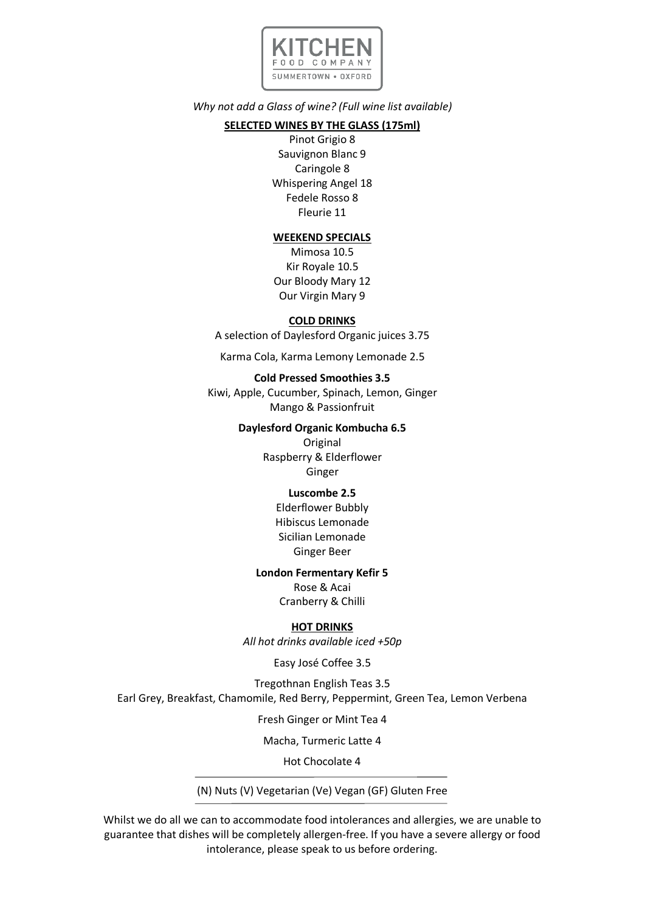KITCHEN
FOOD COMPANY
SUMMERTOWN • OXFORD

*Why not add a Glass of wine? (Full wine list available)*

## SELECTED WINES BY THE GLASS (175ml)

Pinot Grigio 8
Sauvignon Blanc 9
Caringole 8
Whispering Angel 18
Fedele Rosso 8
Fleurie 11

## WEEKEND SPECIALS

Mimosa 10.5
Kir Royale 10.5
Our Bloody Mary 12
Our Virgin Mary 9

## COLD DRINKS

A selection of Daylesford Organic juices 3.75

Karma Cola, Karma Lemony Lemonade 2.5

**Cold Pressed Smoothies 3.5**
Kiwi, Apple, Cucumber, Spinach, Lemon, Ginger
Mango & Passionfruit

**Daylesford Organic Kombucha 6.5**
Original
Raspberry & Elderflower
Ginger

**Luscombe 2.5**
Elderflower Bubbly
Hibiscus Lemonade
Sicilian Lemonade
Ginger Beer

**London Fermentary Kefir 5**
Rose & Acai
Cranberry & Chilli

## HOT DRINKS

*All hot drinks available iced +50p*

Easy José Coffee 3.5

Tregothnan English Teas 3.5
Earl Grey, Breakfast, Chamomile, Red Berry, Peppermint, Green Tea, Lemon Verbena

Fresh Ginger or Mint Tea 4

Macha, Turmeric Latte 4

Hot Chocolate 4

---

(N) Nuts (V) Vegetarian (Ve) Vegan (GF) Gluten Free

---

Whilst we do all we can to accommodate food intolerances and allergies, we are unable to guarantee that dishes will be completely allergen-free. If you have a severe allergy or food intolerance, please speak to us before ordering.